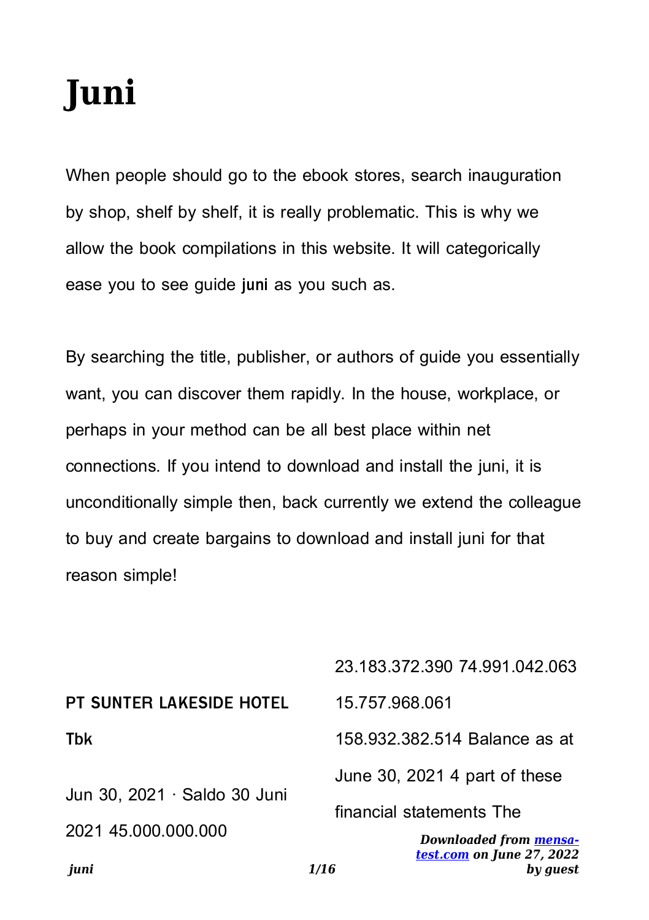# Juni

When people should go to the ebook stores, search inauguration by shop, shelf by shelf, it is really problematic. This is why we allow the book compilations in this website. It will categorically ease you to see guide **juni** as you such as.

By searching the title, publisher, or authors of guide you essentially want, you can discover them rapidly. In the house, workplace, or perhaps in your method can be all best place within net connections. If you intend to download and install the juni, it is unconditionally simple then, back currently we extend the colleague to buy and create bargains to download and install juni for that reason simple!

**PT SUNTER LAKESIDE HOTEL Tbk**

Jun 30, 2021 · Saldo 30 Juni 2021 45.000.000.000 23.183.372.390 74.991.042.063 15.757.968.061 158.932.382.514 Balance as at June 30, 2021 4 part of these financial statements The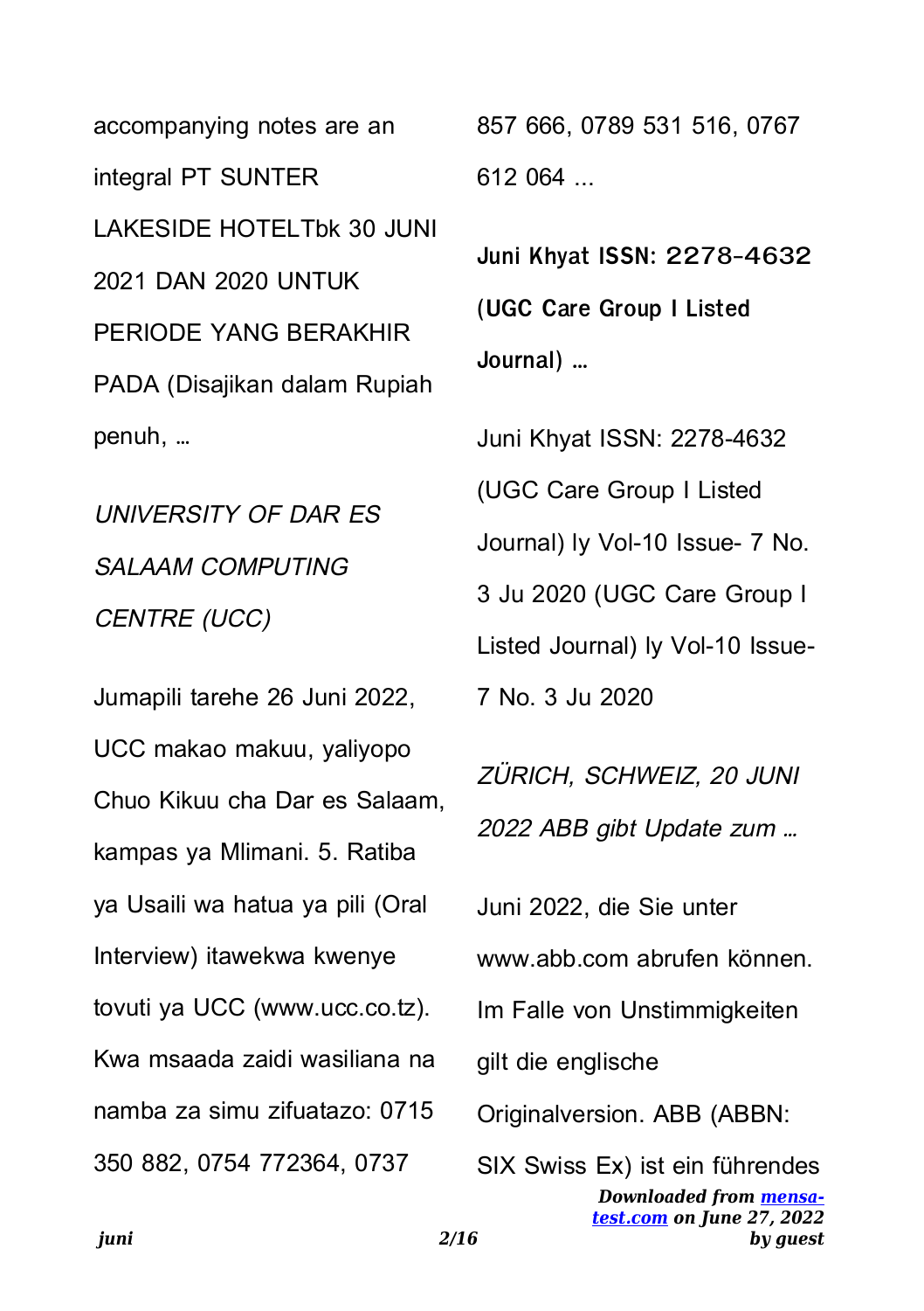accompanying notes are an integral PT SUNTER LAKESIDE HOTELTbk 30 JUNI 2021 DAN 2020 UNTUK PERIODE YANG BERAKHIR PADA (Disajikan dalam Rupiah penuh, …

*UNIVERSITY OF DAR ES SALAAM COMPUTING CENTRE (UCC)*

Jumapili tarehe 26 Juni 2022, UCC makao makuu, yaliyopo Chuo Kikuu cha Dar es Salaam, kampas ya Mlimani. 5. Ratiba ya Usaili wa hatua ya pili (Oral Interview) itawekwa kwenye tovuti ya UCC (www.ucc.co.tz). Kwa msaada zaidi wasiliana na namba za simu zifuatazo: 0715 350 882, 0754 772364, 0737 857 666, 0789 531 516, 0767 612 064 ...

**Juni Khyat ISSN: 2278-4632 (UGC Care Group I Listed Journal) …**

Juni Khyat ISSN: 2278-4632 (UGC Care Group I Listed Journal) ly Vol-10 Issue- 7 No. 3 Ju 2020 (UGC Care Group I Listed Journal) ly Vol-10 Issue- 7 No. 3 Ju 2020

*ZÜRICH, SCHWEIZ, 20 JUNI 2022 ABB gibt Update zum …*

Juni 2022, die Sie unter www.abb.com abrufen können. Im Falle von Unstimmigkeiten gilt die englische Originalversion. ABB (ABBN: SIX Swiss Ex) ist ein führendes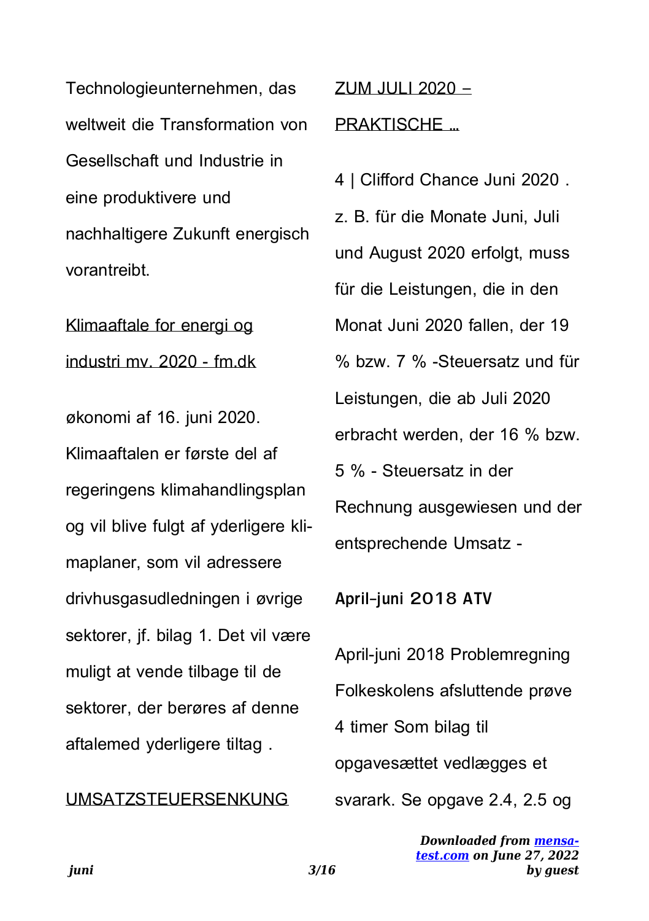Technologieunternehmen, das weltweit die Transformation von Gesellschaft und Industrie in eine produktivere und nachhaltigere Zukunft energisch vorantreibt.

Klimaaftale for energi og industri mv. 2020 - fm.dk

økonomi af 16. juni 2020. Klimaaftalen er første del af regeringens klimahandlingsplan og vil blive fulgt af yderligere klimaplaner, som vil adressere drivhusgasudledningen i øvrige sektorer, jf. bilag 1. Det vil være muligt at vende tilbage til de sektorer, der berøres af denne aftalemed yderligere tiltag .

UMSATZSTEUERSENKUNG ZUM JULI 2020 – PRAKTISCHE …

4 | Clifford Chance Juni 2020 . z. B. für die Monate Juni, Juli und August 2020 erfolgt, muss für die Leistungen, die in den Monat Juni 2020 fallen, der 19 % bzw. 7 % -Steuersatz und für Leistungen, die ab Juli 2020 erbracht werden, der 16 % bzw. 5 % - Steuersatz in der Rechnung ausgewiesen und der entsprechende Umsatz -

**April-juni 2018 ATV**

April-juni 2018 Problemregning Folkeskolens afsluttende prøve 4 timer Som bilag til opgavesættet vedlægges et svarark. Se opgave 2.4, 2.5 og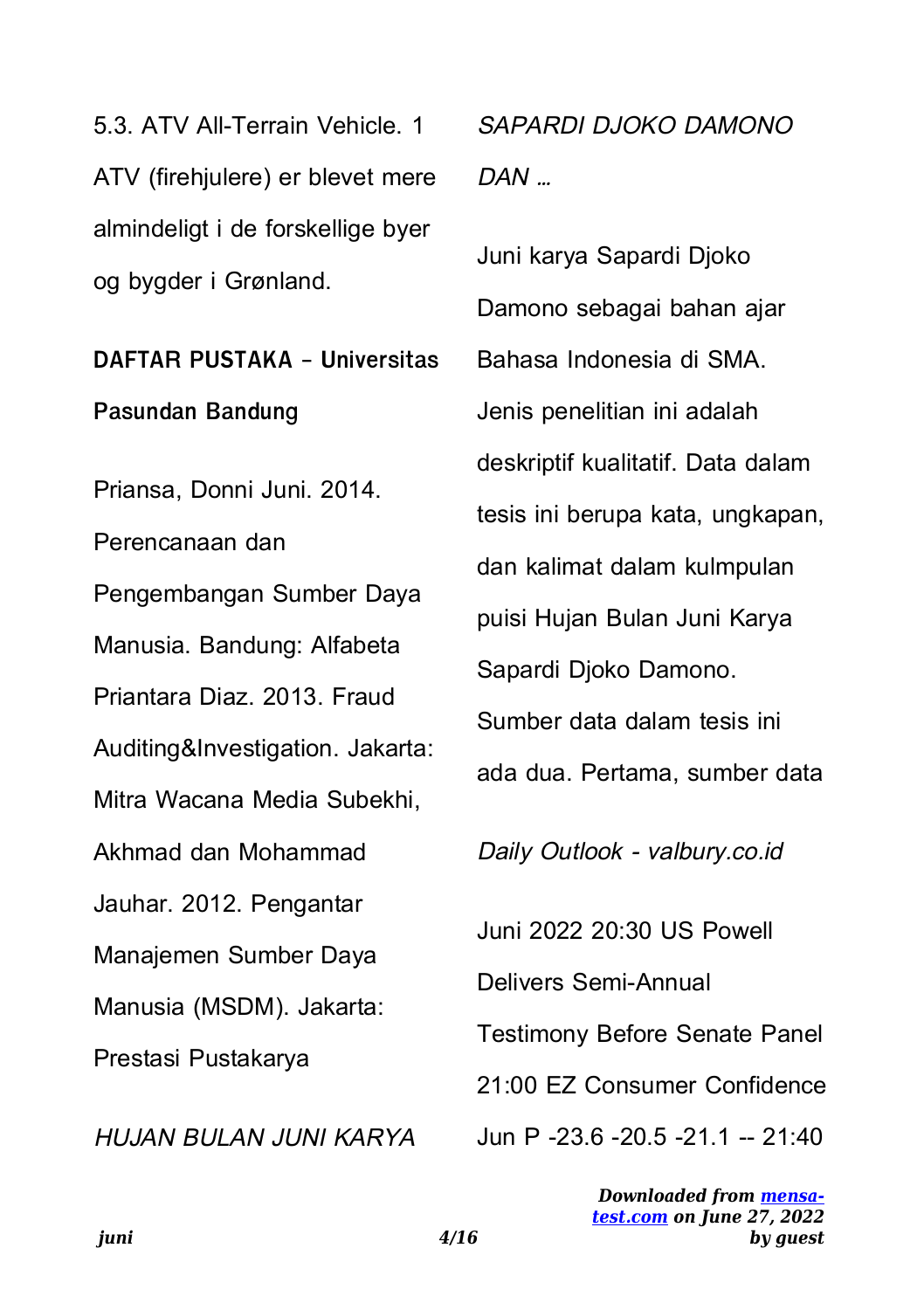5.3. ATV All-Terrain Vehicle. 1 ATV (firehjulere) er blevet mere almindeligt i de forskellige byer og bygder i Grønland.

**DAFTAR PUSTAKA - Universitas Pasundan Bandung**

Priansa, Donni Juni. 2014. Perencanaan dan Pengembangan Sumber Daya Manusia. Bandung: Alfabeta Priantara Diaz. 2013. Fraud Auditing&Investigation. Jakarta: Mitra Wacana Media Subekhi, Akhmad dan Mohammad Jauhar. 2012. Pengantar Manajemen Sumber Daya Manusia (MSDM). Jakarta: Prestasi Pustakarya

*HUJAN BULAN JUNI KARYA SAPARDI DJOKO DAMONO DAN …*

Juni karya Sapardi Djoko Damono sebagai bahan ajar Bahasa Indonesia di SMA. Jenis penelitian ini adalah deskriptif kualitatif. Data dalam tesis ini berupa kata, ungkapan, dan kalimat dalam kulmpulan puisi Hujan Bulan Juni Karya Sapardi Djoko Damono. Sumber data dalam tesis ini ada dua. Pertama, sumber data

*Daily Outlook - valbury.co.id*

Juni 2022 20:30 US Powell Delivers Semi-Annual Testimony Before Senate Panel 21:00 EZ Consumer Confidence Jun P -23.6 -20.5 -21.1 -- 21:40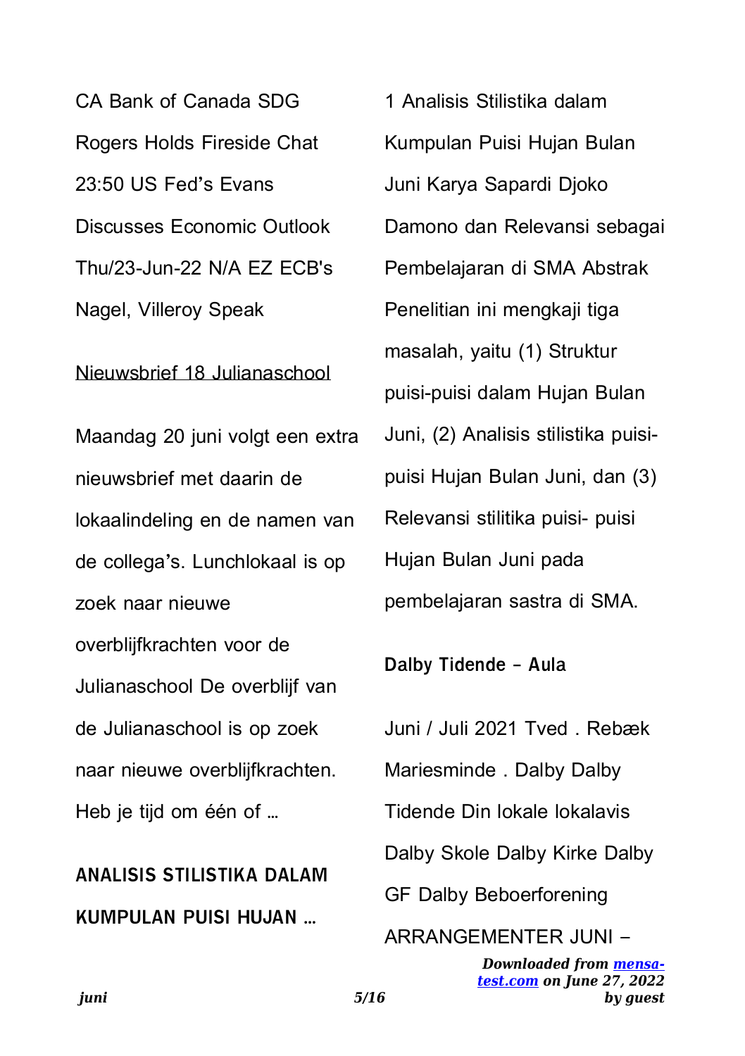CA Bank of Canada SDG Rogers Holds Fireside Chat 23:50 US Fed's Evans Discusses Economic Outlook Thu/23-Jun-22 N/A EZ ECB's Nagel, Villeroy Speak

Nieuwsbrief 18 Julianaschool

Maandag 20 juni volgt een extra nieuwsbrief met daarin de lokaalindeling en de namen van de collega's. Lunchlokaal is op zoek naar nieuwe overblijfkrachten voor de Julianaschool De overblijf van de Julianaschool is op zoek naar nieuwe overblijfkrachten. Heb je tijd om één of …

## ANALISIS STILISTIKA DALAM KUMPULAN PUISI HUJAN …

1 Analisis Stilistika dalam Kumpulan Puisi Hujan Bulan Juni Karya Sapardi Djoko Damono dan Relevansi sebagai Pembelajaran di SMA Abstrak Penelitian ini mengkaji tiga masalah, yaitu (1) Struktur puisi-puisi dalam Hujan Bulan Juni, (2) Analisis stilistika puisi-puisi Hujan Bulan Juni, dan (3) Relevansi stilitika puisi- puisi Hujan Bulan Juni pada pembelajaran sastra di SMA.

## Dalby Tidende - Aula

Juni / Juli 2021 Tved . Rebæk Mariesminde . Dalby Dalby Tidende Din lokale lokalavis Dalby Skole Dalby Kirke Dalby GF Dalby Beboerforening ARRANGEMENTER JUNI –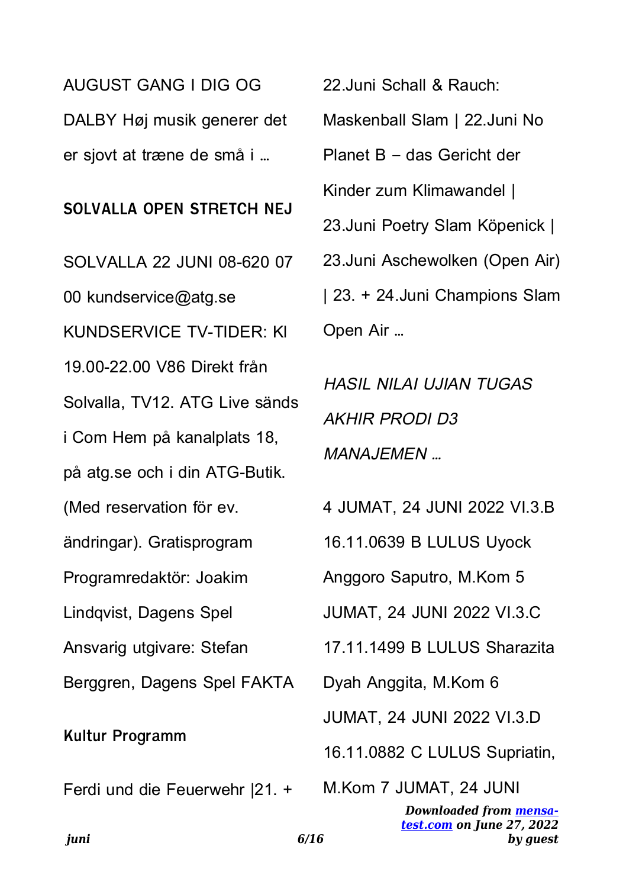AUGUST GANG I DIG OG DALBY Høj musik generer det er sjovt at træne de små i …

## SOLVALLA OPEN STRETCH NEJ

SOLVALLA 22 JUNI 08-620 07 00 kundservice@atg.se KUNDSERVICE TV-TIDER: Kl 19.00-22.00 V86 Direkt från Solvalla, TV12. ATG Live sänds i Com Hem på kanalplats 18, på atg.se och i din ATG-Butik. (Med reservation för ev. ändringar). Gratisprogram Programredaktör: Joakim Lindqvist, Dagens Spel Ansvarig utgivare: Stefan Berggren, Dagens Spel FAKTA

## Kultur Programm

Ferdi und die Feuerwehr |21. + 22.Juni Schall & Rauch: Maskenball Slam | 22.Juni No Planet B – das Gericht der Kinder zum Klimawandel | 23.Juni Poetry Slam Köpenick | 23.Juni Aschewolken (Open Air) | 23. + 24.Juni Champions Slam Open Air …

## *HASIL NILAI UJIAN TUGAS AKHIR PRODI D3 MANAJEMEN …*

4 JUMAT, 24 JUNI 2022 VI.3.B 16.11.0639 B LULUS Uyock Anggoro Saputro, M.Kom 5 JUMAT, 24 JUNI 2022 VI.3.C 17.11.1499 B LULUS Sharazita Dyah Anggita, M.Kom 6 JUMAT, 24 JUNI 2022 VI.3.D 16.11.0882 C LULUS Supriatin, M.Kom 7 JUMAT, 24 JUNI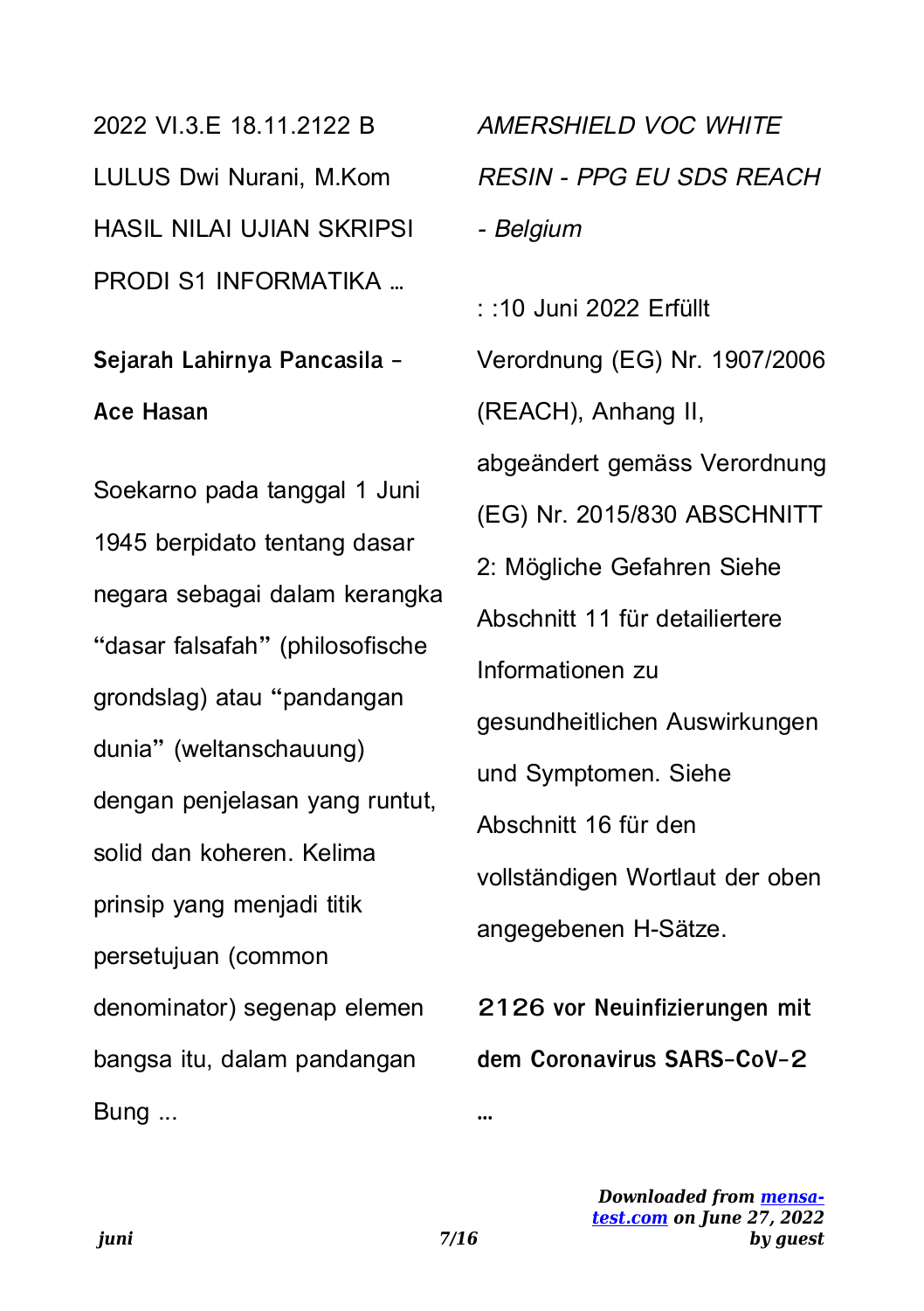2022 VI.3.E 18.11.2122 B LULUS Dwi Nurani, M.Kom HASIL NILAI UJIAN SKRIPSI PRODI S1 INFORMATIKA …

**Sejarah Lahirnya Pancasila - Ace Hasan**

Soekarno pada tanggal 1 Juni 1945 berpidato tentang dasar negara sebagai dalam kerangka "dasar falsafah" (philosofische grondslag) atau "pandangan dunia" (weltanschauung) dengan penjelasan yang runtut, solid dan koheren. Kelima prinsip yang menjadi titik persetujuan (common denominator) segenap elemen bangsa itu, dalam pandangan Bung ...

*AMERSHIELD VOC WHITE RESIN - PPG EU SDS REACH - Belgium*

: :10 Juni 2022 Erfüllt Verordnung (EG) Nr. 1907/2006 (REACH), Anhang II, abgeändert gemäss Verordnung (EG) Nr. 2015/830 ABSCHNITT 2: Mögliche Gefahren Siehe Abschnitt 11 für detailiertere Informationen zu gesundheitlichen Auswirkungen und Symptomen. Siehe Abschnitt 16 für den vollständigen Wortlaut der oben angegebenen H-Sätze.

**2126 vor Neuinfizierungen mit dem Coronavirus SARS-CoV-2 …**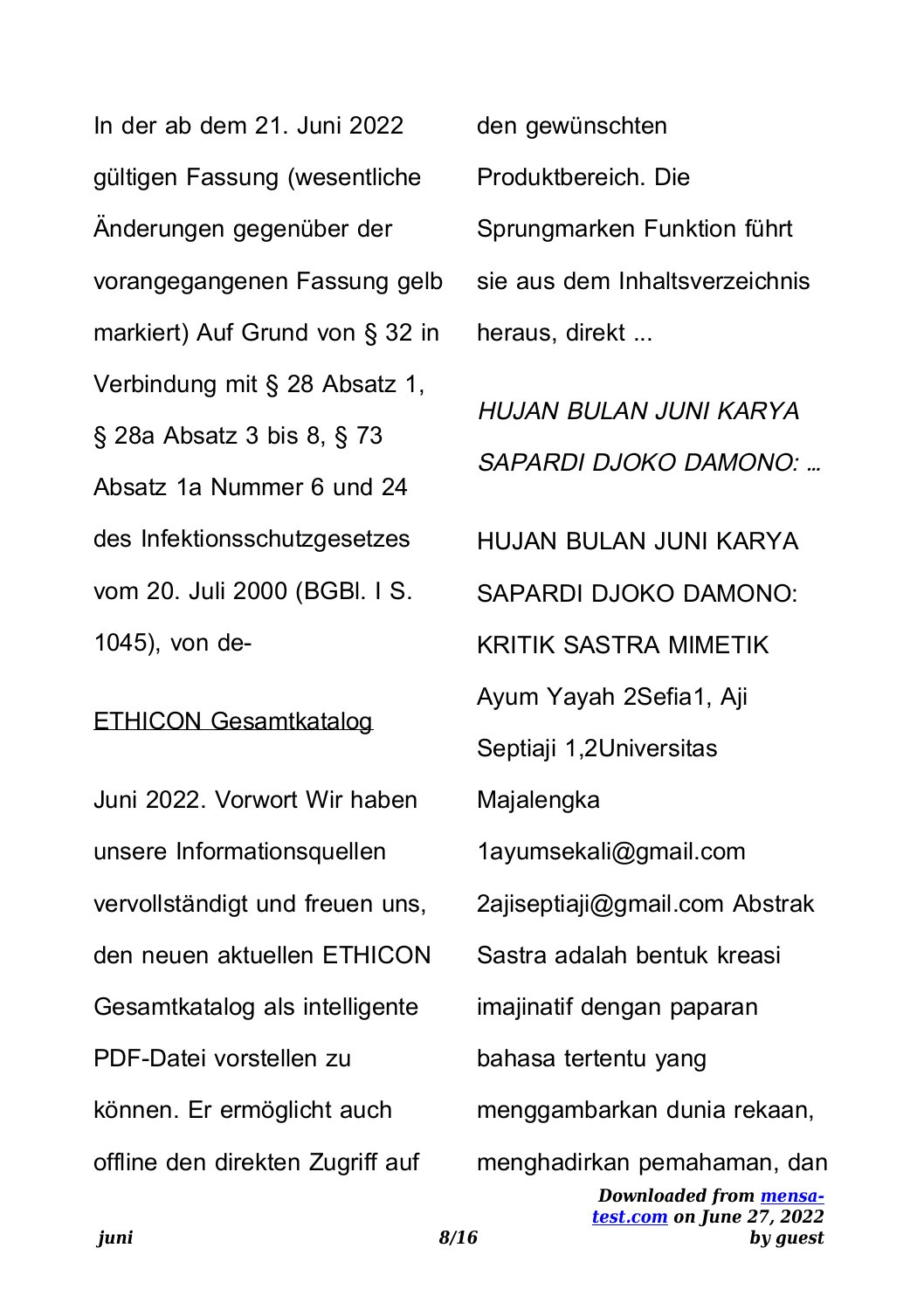In der ab dem 21. Juni 2022 gültigen Fassung (wesentliche Änderungen gegenüber der vorangegangenen Fassung gelb markiert) Auf Grund von § 32 in Verbindung mit § 28 Absatz 1, § 28a Absatz 3 bis 8, § 73 Absatz 1a Nummer 6 und 24 des Infektionsschutzgesetzes vom 20. Juli 2000 (BGBl. I S. 1045), von de-

ETHICON Gesamtkatalog

Juni 2022. Vorwort Wir haben unsere Informationsquellen vervollständigt und freuen uns, den neuen aktuellen ETHICON Gesamtkatalog als intelligente PDF-Datei vorstellen zu können. Er ermöglicht auch offline den direkten Zugriff auf den gewünschten Produktbereich. Die Sprungmarken Funktion führt sie aus dem Inhaltsverzeichnis heraus, direkt ...

*HUJAN BULAN JUNI KARYA SAPARDI DJOKO DAMONO: …*

HUJAN BULAN JUNI KARYA SAPARDI DJOKO DAMONO: KRITIK SASTRA MIMETIK Ayum Yayah 2Sefia1, Aji Septiaji 1,2Universitas Majalengka 1ayumsekali@gmail.com 2ajiseptiaji@gmail.com Abstrak Sastra adalah bentuk kreasi imajinatif dengan paparan bahasa tertentu yang menggambarkan dunia rekaan, menghadirkan pemahaman, dan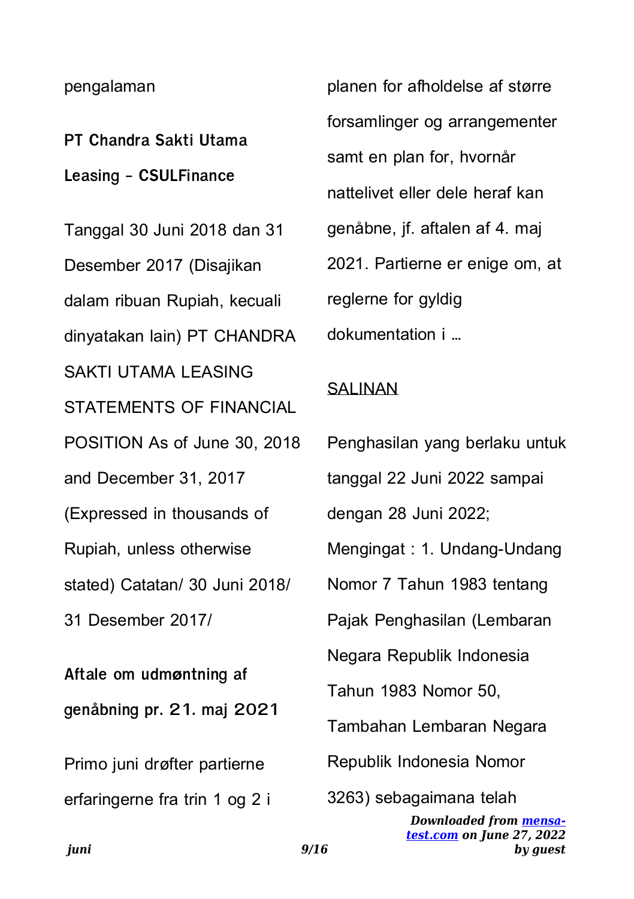pengalaman

**PT Chandra Sakti Utama Leasing - CSULFinance**

Tanggal 30 Juni 2018 dan 31 Desember 2017 (Disajikan dalam ribuan Rupiah, kecuali dinyatakan lain) PT CHANDRA SAKTI UTAMA LEASING STATEMENTS OF FINANCIAL POSITION As of June 30, 2018 and December 31, 2017 (Expressed in thousands of Rupiah, unless otherwise stated) Catatan/ 30 Juni 2018/ 31 Desember 2017/

**Aftale om udmøntning af genåbning pr. 21. maj 2021**

Primo juni drøfter partierne erfaringerne fra trin 1 og 2 i planen for afholdelse af større forsamlinger og arrangementer samt en plan for, hvornår nattelivet eller dele heraf kan genåbne, jf. aftalen af 4. maj 2021. Partierne er enige om, at reglerne for gyldig dokumentation i …

SALINAN

Penghasilan yang berlaku untuk tanggal 22 Juni 2022 sampai dengan 28 Juni 2022; Mengingat : 1. Undang-Undang Nomor 7 Tahun 1983 tentang Pajak Penghasilan (Lembaran Negara Republik Indonesia Tahun 1983 Nomor 50, Tambahan Lembaran Negara Republik Indonesia Nomor 3263) sebagaimana telah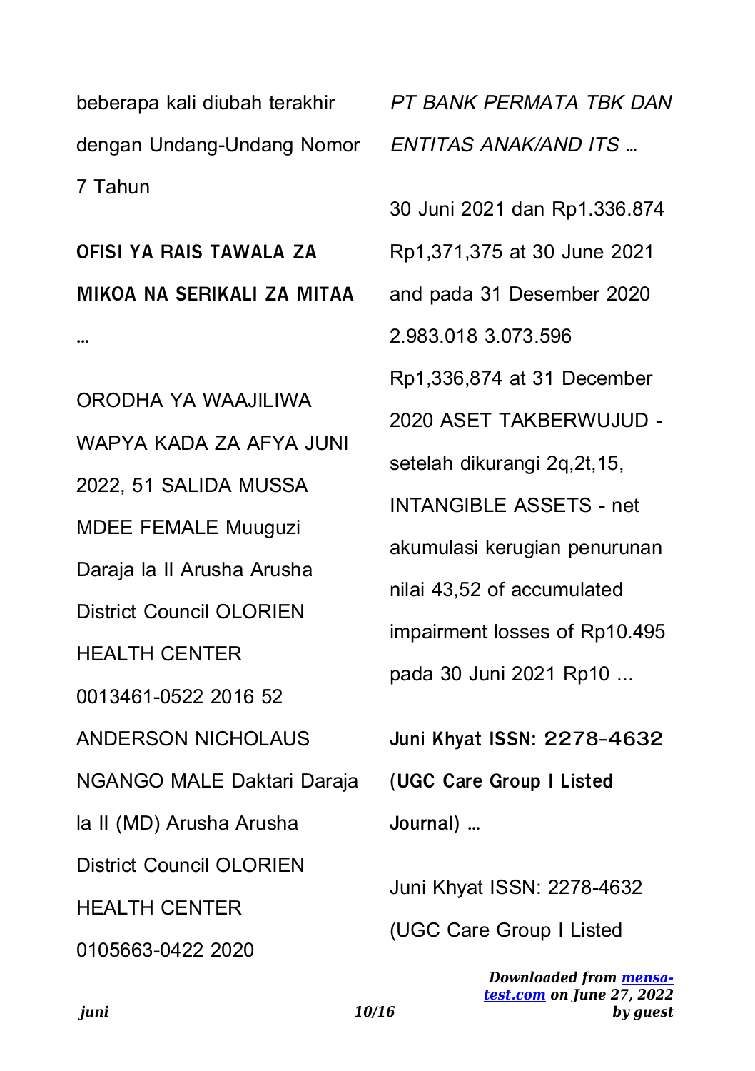beberapa kali diubah terakhir dengan Undang-Undang Nomor 7 Tahun

**OFISI YA RAIS TAWALA ZA MIKOA NA SERIKALI ZA MITAA …**

ORODHA YA WAAJILIWA WAPYA KADA ZA AFYA JUNI 2022, 51 SALIDA MUSSA MDEE FEMALE Muuguzi Daraja la II Arusha Arusha District Council OLORIEN HEALTH CENTER 0013461-0522 2016 52 ANDERSON NICHOLAUS NGANGO MALE Daktari Daraja la II (MD) Arusha Arusha District Council OLORIEN HEALTH CENTER 0105663-0422 2020

*PT BANK PERMATA TBK DAN ENTITAS ANAK/AND ITS …*

30 Juni 2021 dan Rp1.336.874 Rp1,371,375 at 30 June 2021 and pada 31 Desember 2020 2.983.018 3.073.596 Rp1,336,874 at 31 December 2020 ASET TAKBERWUJUD - setelah dikurangi 2q,2t,15, INTANGIBLE ASSETS - net akumulasi kerugian penurunan nilai 43,52 of accumulated impairment losses of Rp10.495 pada 30 Juni 2021 Rp10 ...

**Juni Khyat ISSN: 2278-4632 (UGC Care Group I Listed Journal) …**

Juni Khyat ISSN: 2278-4632 (UGC Care Group I Listed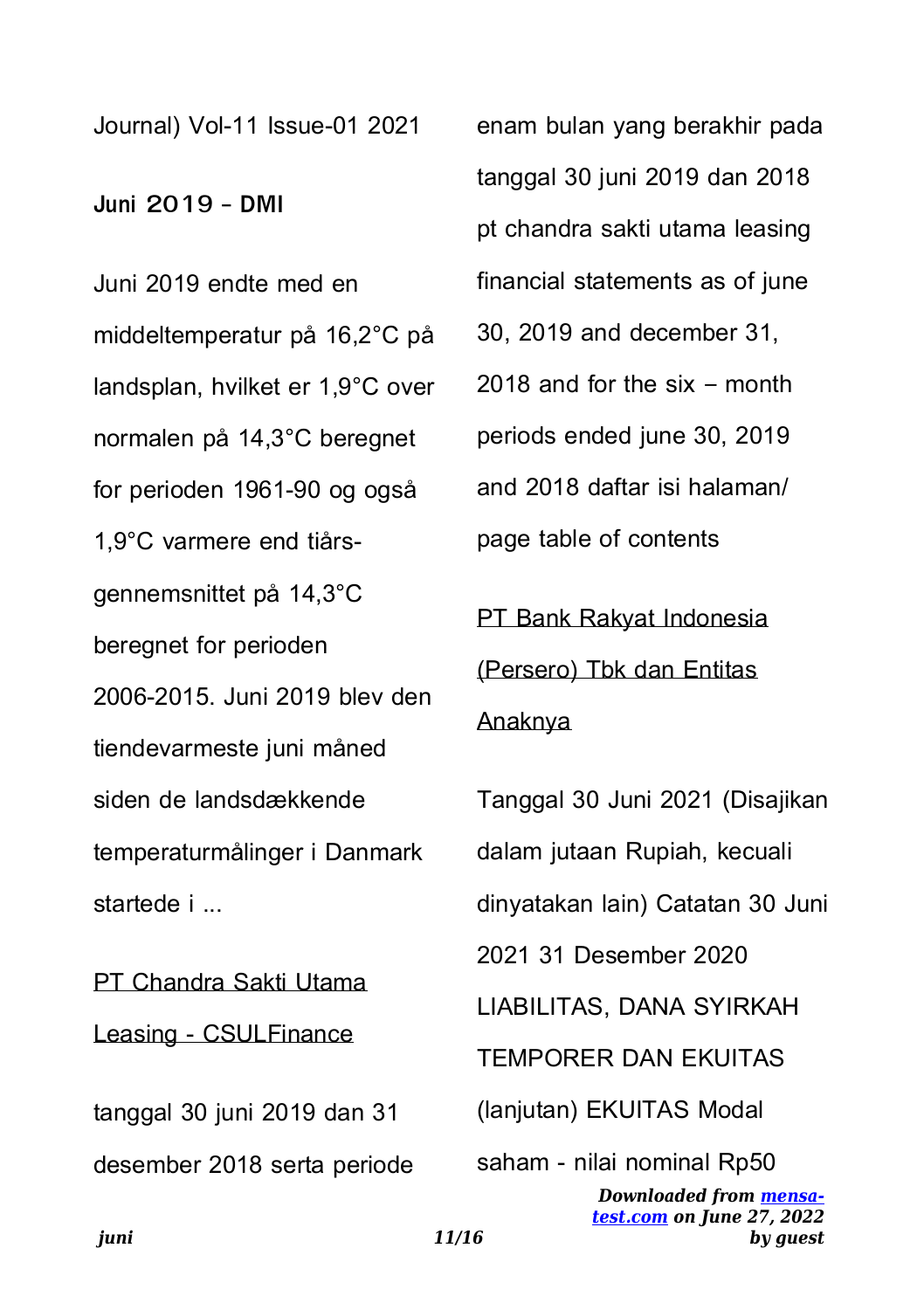Journal) Vol-11 Issue-01 2021

**Juni 2019 - DMI**

Juni 2019 endte med en middeltemperatur på 16,2°C på landsplan, hvilket er 1,9°C over normalen på 14,3°C beregnet for perioden 1961-90 og også 1,9°C varmere end tiårs-gennemsnittet på 14,3°C beregnet for perioden 2006-2015. Juni 2019 blev den tiendevarmeste juni måned siden de landsdækkende temperaturmålinger i Danmark startede i ...

PT Chandra Sakti Utama Leasing - CSULFinance

tanggal 30 juni 2019 dan 31 desember 2018 serta periode enam bulan yang berakhir pada tanggal 30 juni 2019 dan 2018 pt chandra sakti utama leasing financial statements as of june 30, 2019 and december 31, 2018 and for the six – month periods ended june 30, 2019 and 2018 daftar isi halaman/ page table of contents

PT Bank Rakyat Indonesia (Persero) Tbk dan Entitas Anaknya

Tanggal 30 Juni 2021 (Disajikan dalam jutaan Rupiah, kecuali dinyatakan lain) Catatan 30 Juni 2021 31 Desember 2020 LIABILITAS, DANA SYIRKAH TEMPORER DAN EKUITAS (lanjutan) EKUITAS Modal saham - nilai nominal Rp50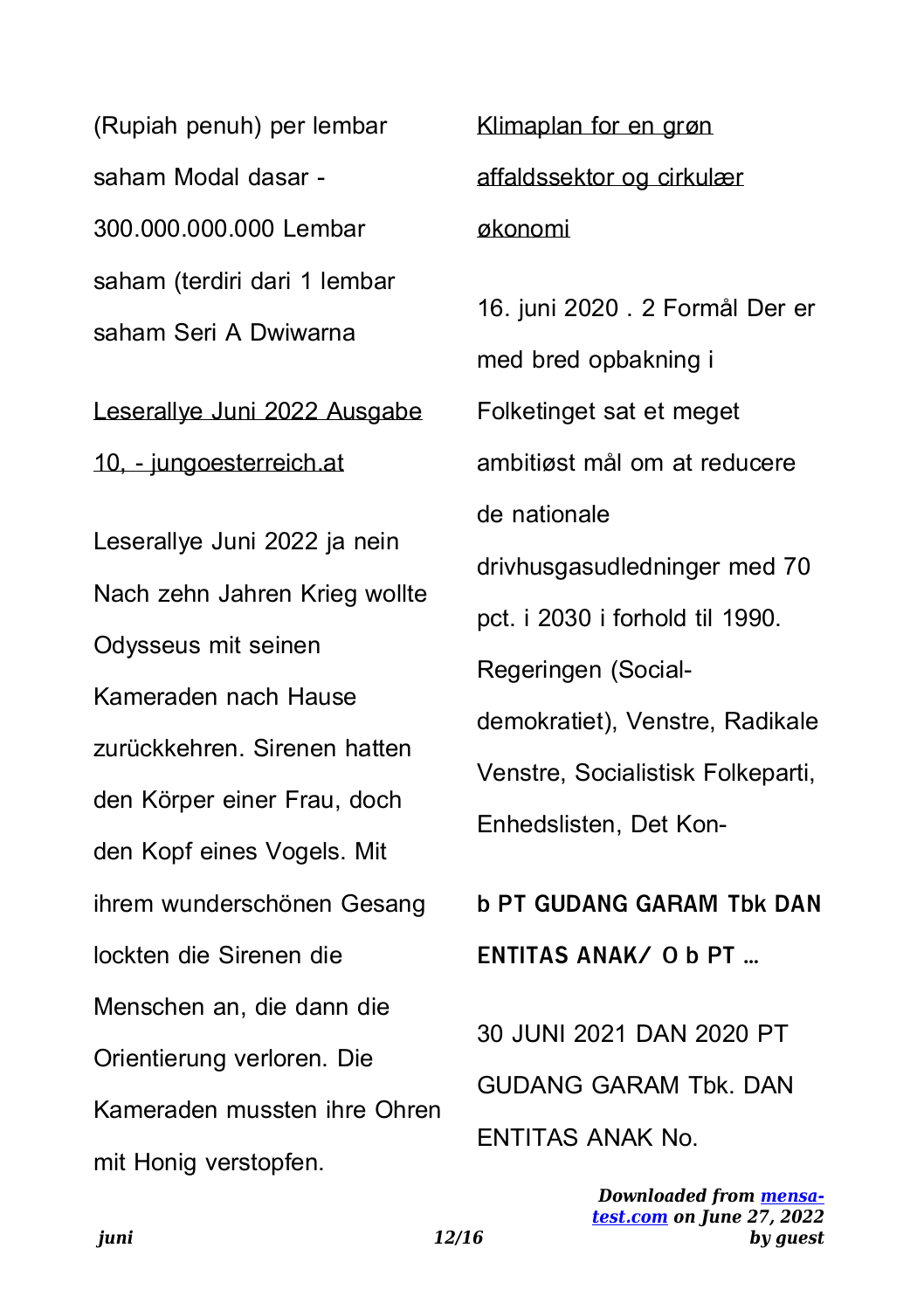(Rupiah penuh) per lembar saham Modal dasar - 300.000.000.000 Lembar saham (terdiri dari 1 lembar saham Seri A Dwiwarna

Leserallye Juni 2022 Ausgabe 10, - jungoesterreich.at

Leserallye Juni 2022 ja nein Nach zehn Jahren Krieg wollte Odysseus mit seinen Kameraden nach Hause zurückkehren. Sirenen hatten den Körper einer Frau, doch den Kopf eines Vogels. Mit ihrem wunderschönen Gesang lockten die Sirenen die Menschen an, die dann die Orientierung verloren. Die Kameraden mussten ihre Ohren mit Honig verstopfen.

Klimaplan for en grøn affaldssektor og cirkulær økonomi

16. juni 2020 . 2 Formål Der er med bred opbakning i Folketinget sat et meget ambitiøst mål om at reducere de nationale drivhusgasudledninger med 70 pct. i 2030 i forhold til 1990. Regeringen (Social-demokratiet), Venstre, Radikale Venstre, Socialistisk Folkeparti, Enhedslisten, Det Kon-

**b PT GUDANG GARAM Tbk DAN ENTITAS ANAK/ O b PT ...**

30 JUNI 2021 DAN 2020 PT GUDANG GARAM Tbk. DAN ENTITAS ANAK No.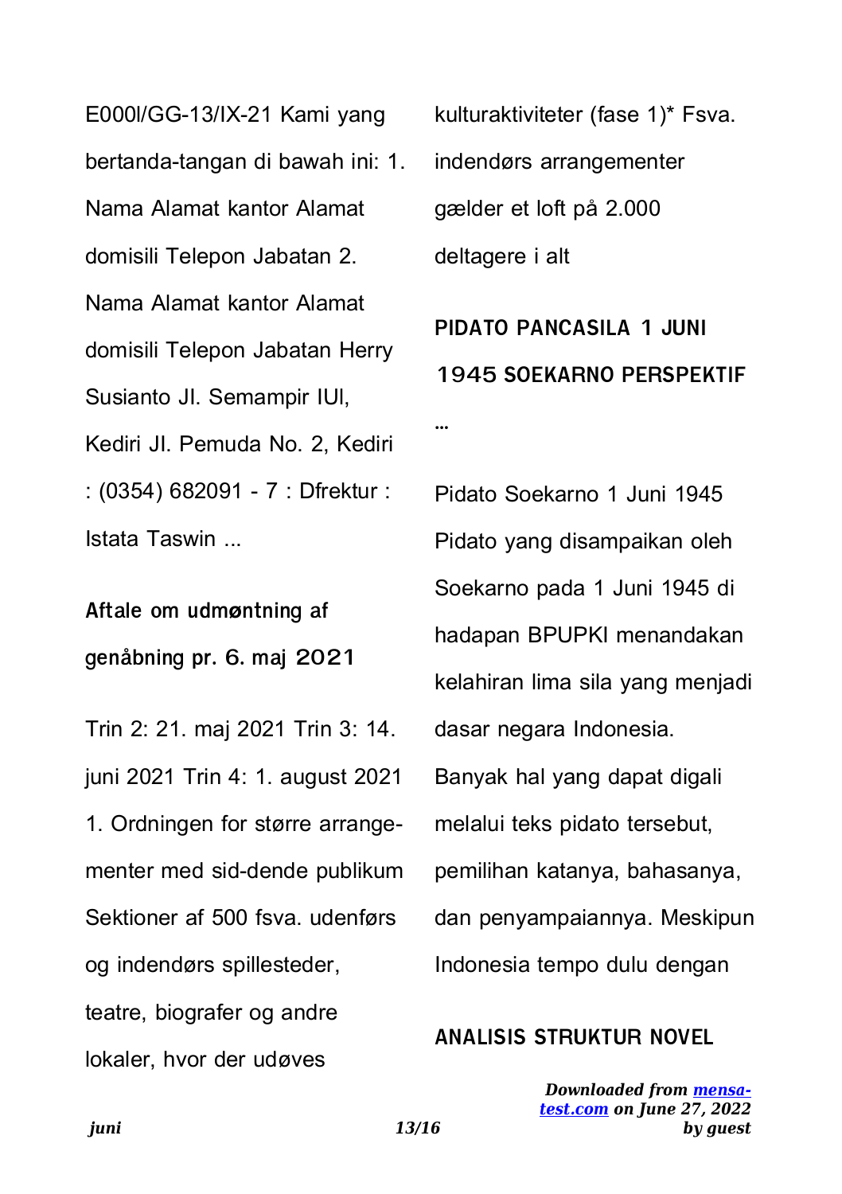E000I/GG-13/IX-21 Kami yang bertanda-tangan di bawah ini: 1. Nama Alamat kantor Alamat domisili Telepon Jabatan 2. Nama Alamat kantor Alamat domisili Telepon Jabatan Herry Susianto Jl. Semampir IUl, Kediri Jl. Pemuda No. 2, Kediri : (0354) 682091 - 7 : Dfrektur : Istata Taswin ...

## Aftale om udmøntning af genåbning pr. 6. maj 2021

Trin 2: 21. maj 2021 Trin 3: 14. juni 2021 Trin 4: 1. august 2021 1. Ordningen for større arrange-menter med sid-dende publikum Sektioner af 500 fsva. udenførs og indendørs spillesteder, teatre, biografer og andre lokaler, hvor der udøves kulturaktiviteter (fase 1)* Fsva. indendørs arrangementer gælder et loft på 2.000 deltagere i alt

## PIDATO PANCASILA 1 JUNI 1945 SOEKARNO PERSPEKTIF ...

Pidato Soekarno 1 Juni 1945 Pidato yang disampaikan oleh Soekarno pada 1 Juni 1945 di hadapan BPUPKI menandakan kelahiran lima sila yang menjadi dasar negara Indonesia. Banyak hal yang dapat digali melalui teks pidato tersebut, pemilihan katanya, bahasanya, dan penyampaiannya. Meskipun Indonesia tempo dulu dengan

## ANALISIS STRUKTUR NOVEL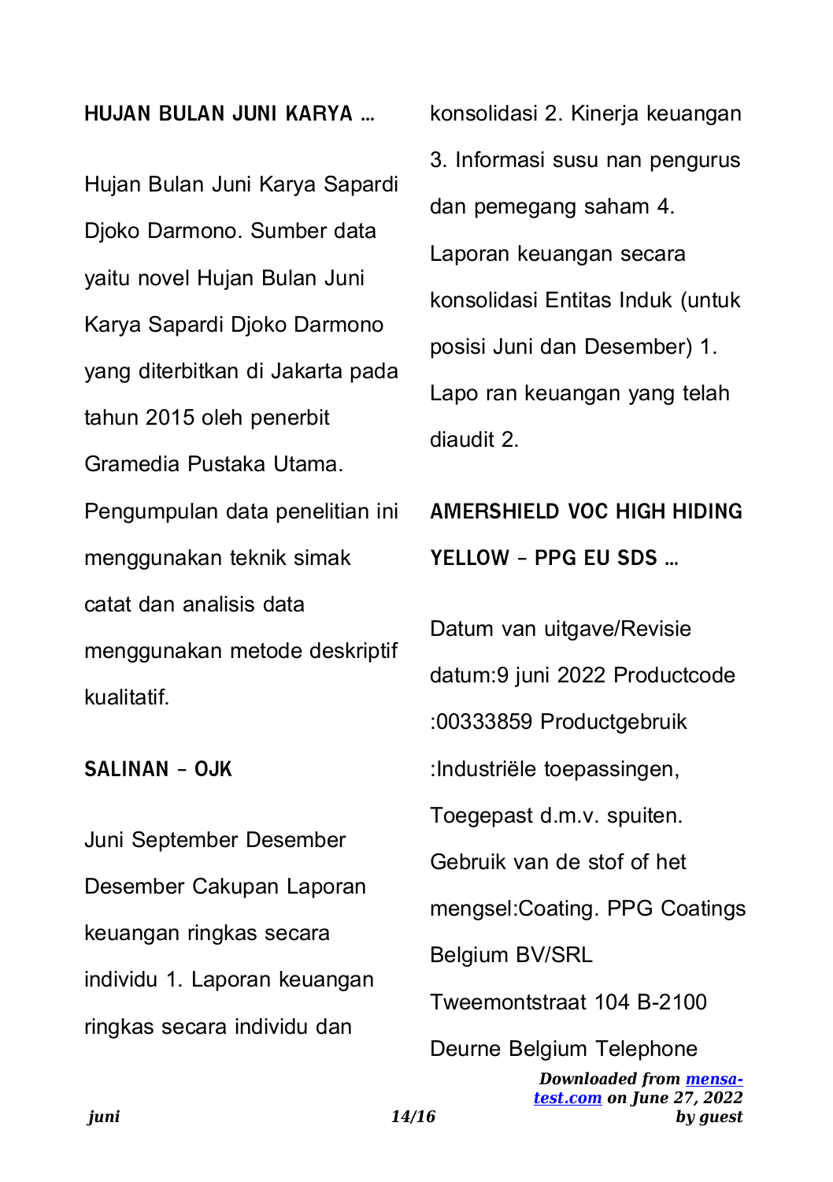## HUJAN BULAN JUNI KARYA …

Hujan Bulan Juni Karya Sapardi Djoko Darmono. Sumber data yaitu novel Hujan Bulan Juni Karya Sapardi Djoko Darmono yang diterbitkan di Jakarta pada tahun 2015 oleh penerbit Gramedia Pustaka Utama. Pengumpulan data penelitian ini menggunakan teknik simak catat dan analisis data menggunakan metode deskriptif kualitatif.

## SALINAN - OJK

Juni September Desember Desember Cakupan Laporan keuangan ringkas secara individu 1. Laporan keuangan ringkas secara individu dan konsolidasi 2. Kinerja keuangan 3. Informasi susu nan pengurus dan pemegang saham 4. Laporan keuangan secara konsolidasi Entitas Induk (untuk posisi Juni dan Desember) 1. Lapo ran keuangan yang telah diaudit 2.

## AMERSHIELD VOC HIGH HIDING YELLOW - PPG EU SDS …

Datum van uitgave/Revisie datum:9 juni 2022 Productcode :00333859 Productgebruik :Industriële toepassingen, Toegepast d.m.v. spuiten. Gebruik van de stof of het mengsel:Coating. PPG Coatings Belgium BV/SRL Tweemontstraat 104 B-2100 Deurne Belgium Telephone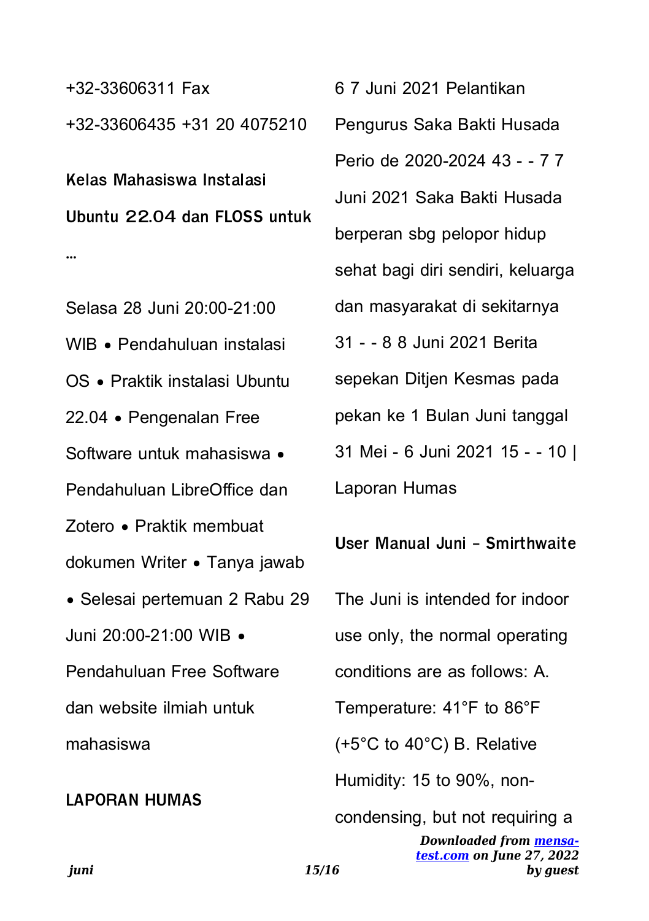+32-33606311 Fax +32-33606435 +31 20 4075210

### Kelas Mahasiswa Instalasi Ubuntu 22.04 dan FLOSS untuk …

Selasa 28 Juni 20:00-21:00 WIB • Pendahuluan instalasi OS • Praktik instalasi Ubuntu 22.04 • Pengenalan Free Software untuk mahasiswa • Pendahuluan LibreOffice dan Zotero • Praktik membuat dokumen Writer • Tanya jawab • Selesai pertemuan 2 Rabu 29 Juni 20:00-21:00 WIB • Pendahuluan Free Software dan website ilmiah untuk mahasiswa

### LAPORAN HUMAS

6 7 Juni 2021 Pelantikan Pengurus Saka Bakti Husada Perio de 2020-2024 43 - - 7 7 Juni 2021 Saka Bakti Husada berperan sbg pelopor hidup sehat bagi diri sendiri, keluarga dan masyarakat di sekitarnya 31 - - 8 8 Juni 2021 Berita sepekan Ditjen Kesmas pada pekan ke 1 Bulan Juni tanggal 31 Mei - 6 Juni 2021 15 - - 10 | Laporan Humas

### User Manual Juni - Smirthwaite

The Juni is intended for indoor use only, the normal operating conditions are as follows: A. Temperature: 41°F to 86°F (+5°C to 40°C) B. Relative Humidity: 15 to 90%, non-condensing, but not requiring a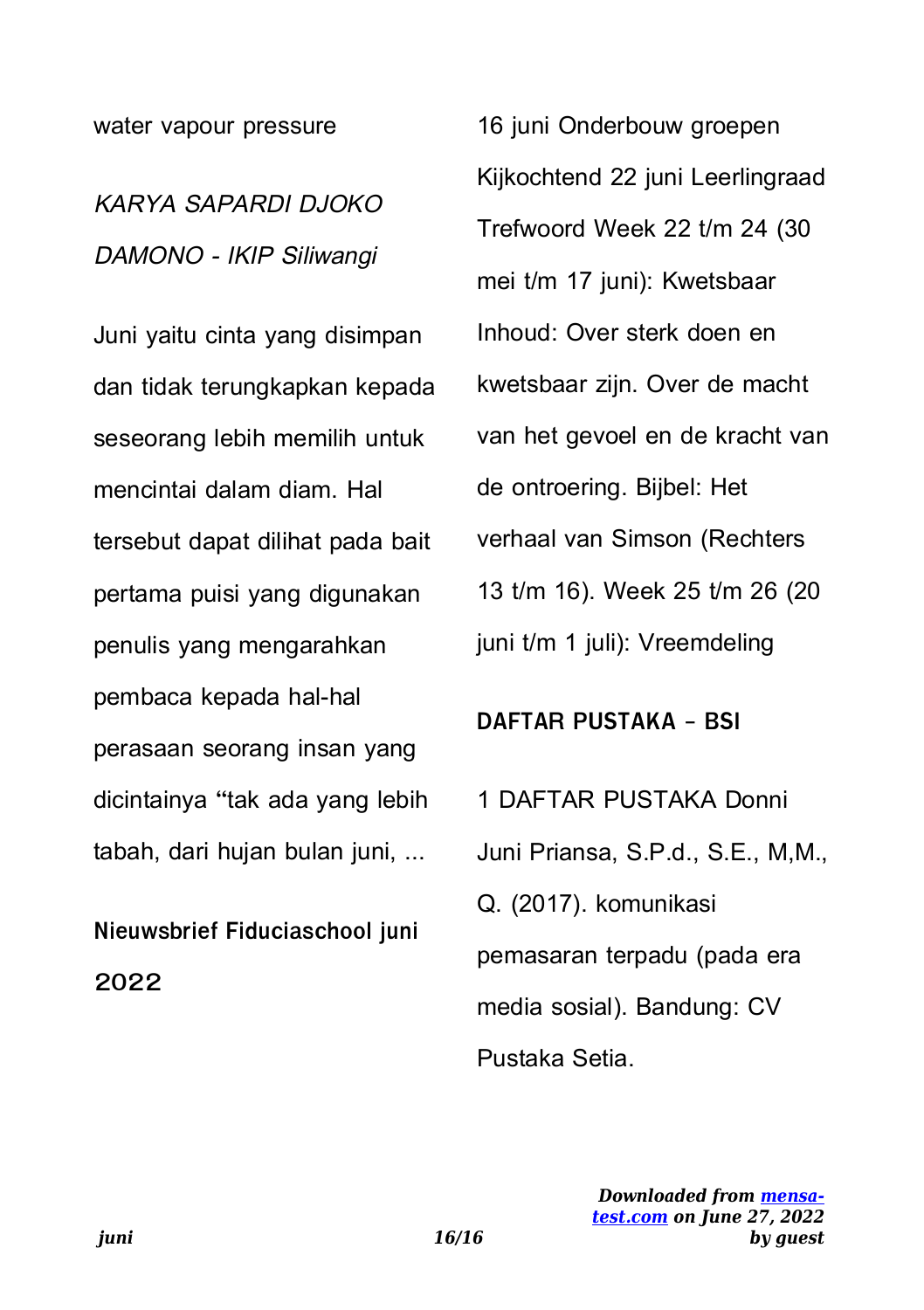water vapour pressure

*KARYA SAPARDI DJOKO DAMONO - IKIP Siliwangi*

Juni yaitu cinta yang disimpan dan tidak terungkapkan kepada seseorang lebih memilih untuk mencintai dalam diam. Hal tersebut dapat dilihat pada bait pertama puisi yang digunakan penulis yang mengarahkan pembaca kepada hal-hal perasaan seorang insan yang dicintainya “tak ada yang lebih tabah, dari hujan bulan juni, ...

**Nieuwsbrief Fiduciaschool juni 2022**

16 juni Onderbouw groepen Kijkochtend 22 juni Leerlingraad Trefwoord Week 22 t/m 24 (30 mei t/m 17 juni): Kwetsbaar Inhoud: Over sterk doen en kwetsbaar zijn. Over de macht van het gevoel en de kracht van de ontroering. Bijbel: Het verhaal van Simson (Rechters 13 t/m 16). Week 25 t/m 26 (20 juni t/m 1 juli): Vreemdeling

**DAFTAR PUSTAKA - BSI**

1 DAFTAR PUSTAKA Donni Juni Priansa, S.P.d., S.E., M,M., Q. (2017). komunikasi pemasaran terpadu (pada era media sosial). Bandung: CV Pustaka Setia.